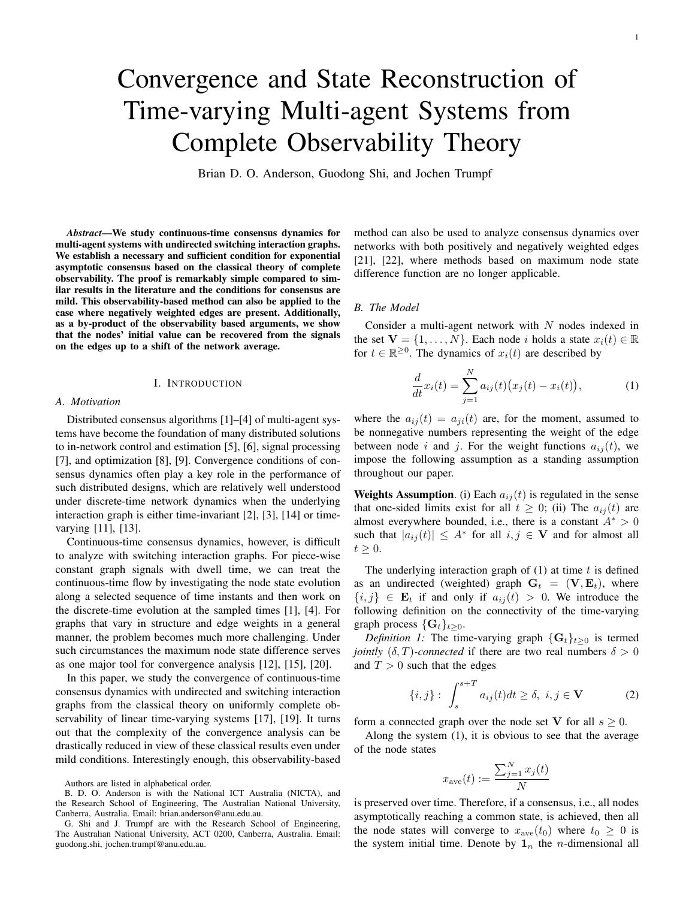# Convergence and State Reconstruction of Time-varying Multi-agent Systems from Complete Observability Theory

Brian D. O. Anderson, Guodong Shi, and Jochen Trumpf

***Abstract*—We study continuous-time consensus dynamics for multi-agent systems with undirected switching interaction graphs. We establish a necessary and sufficient condition for exponential asymptotic consensus based on the classical theory of complete observability. The proof is remarkably simple compared to similar results in the literature and the conditions for consensus are mild. This observability-based method can also be applied to the case where negatively weighted edges are present. Additionally, as a by-product of the observability based arguments, we show that the nodes' initial value can be recovered from the signals on the edges up to a shift of the network average.**

## I. Introduction

### A. Motivation

Distributed consensus algorithms [1]–[4] of multi-agent systems have become the foundation of many distributed solutions to in-network control and estimation [5], [6], signal processing [7], and optimization [8], [9]. Convergence conditions of consensus dynamics often play a key role in the performance of such distributed designs, which are relatively well understood under discrete-time network dynamics when the underlying interaction graph is either time-invariant [2], [3], [14] or time-varying [11], [13].

Continuous-time consensus dynamics, however, is difficult to analyze with switching interaction graphs. For piece-wise constant graph signals with dwell time, we can treat the continuous-time flow by investigating the node state evolution along a selected sequence of time instants and then work on the discrete-time evolution at the sampled times [1], [4]. For graphs that vary in structure and edge weights in a general manner, the problem becomes much more challenging. Under such circumstances the maximum node state difference serves as one major tool for convergence analysis [12], [15], [20].

In this paper, we study the convergence of continuous-time consensus dynamics with undirected and switching interaction graphs from the classical theory on uniformly complete observability of linear time-varying systems [17], [19]. It turns out that the complexity of the convergence analysis can be drastically reduced in view of these classical results even under mild conditions. Interestingly enough, this observability-based method can also be used to analyze consensus dynamics over networks with both positively and negatively weighted edges [21], [22], where methods based on maximum node state difference function are no longer applicable.

### B. The Model

Consider a multi-agent network with $N$ nodes indexed in the set $\mathbf{V} = \{1, \dots, N\}$. Each node $i$ holds a state $x_i(t) \in \mathbb{R}$ for $t \in \mathbb{R}^{\geq 0}$. The dynamics of $x_i(t)$ are described by

$$\frac{d}{dt}x_i(t) = \sum_{j=1}^{N} a_{ij}(t)\big(x_j(t) - x_i(t)\big), \tag{1}$$

where the $a_{ij}(t) = a_{ji}(t)$ are, for the moment, assumed to be nonnegative numbers representing the weight of the edge between node $i$ and $j$. For the weight functions $a_{ij}(t)$, we impose the following assumption as a standing assumption throughout our paper.

**Weights Assumption**. (i) Each $a_{ij}(t)$ is regulated in the sense that one-sided limits exist for all $t \geq 0$; (ii) The $a_{ij}(t)$ are almost everywhere bounded, i.e., there is a constant $A^* > 0$ such that $|a_{ij}(t)| \leq A^*$ for all $i, j \in \mathbf{V}$ and for almost all $t \geq 0$.

The underlying interaction graph of (1) at time $t$ is defined as an undirected (weighted) graph $\mathbf{G}_t = (\mathbf{V}, \mathbf{E}_t)$, where $\{i, j\} \in \mathbf{E}_t$ if and only if $a_{ij}(t) > 0$. We introduce the following definition on the connectivity of the time-varying graph process $\{\mathbf{G}_t\}_{t\geq 0}$.

*Definition 1:* The time-varying graph $\{\mathbf{G}_t\}_{t\geq 0}$ is termed *jointly* $(\delta, T)$*-connected* if there are two real numbers $\delta > 0$ and $T > 0$ such that the edges

$$\{i, j\}: \ \int_s^{s+T} a_{ij}(t)dt \geq \delta, \ i, j \in \mathbf{V} \tag{2}$$

form a connected graph over the node set $\mathbf{V}$ for all $s \geq 0$.

Along the system (1), it is obvious to see that the average of the node states

$$x_{\rm ave}(t) := \frac{\sum_{j=1}^{N} x_j(t)}{N}$$

is preserved over time. Therefore, if a consensus, i.e., all nodes asymptotically reaching a common state, is achieved, then all the node states will converge to $x_{\rm ave}(t_0)$ where $t_0 \geq 0$ is the system initial time. Denote by $\mathbf{1}_n$ the $n$-dimensional all

Authors are listed in alphabetical order.

B. D. O. Anderson is with the National ICT Australia (NICTA), and the Research School of Engineering, The Australian National University, Canberra, Australia. Email: brian.anderson@anu.edu.au.

G. Shi and J. Trumpf are with the Research School of Engineering, The Australian National University, ACT 0200, Canberra, Australia. Email: guodong.shi, jochen.trumpf@anu.edu.au.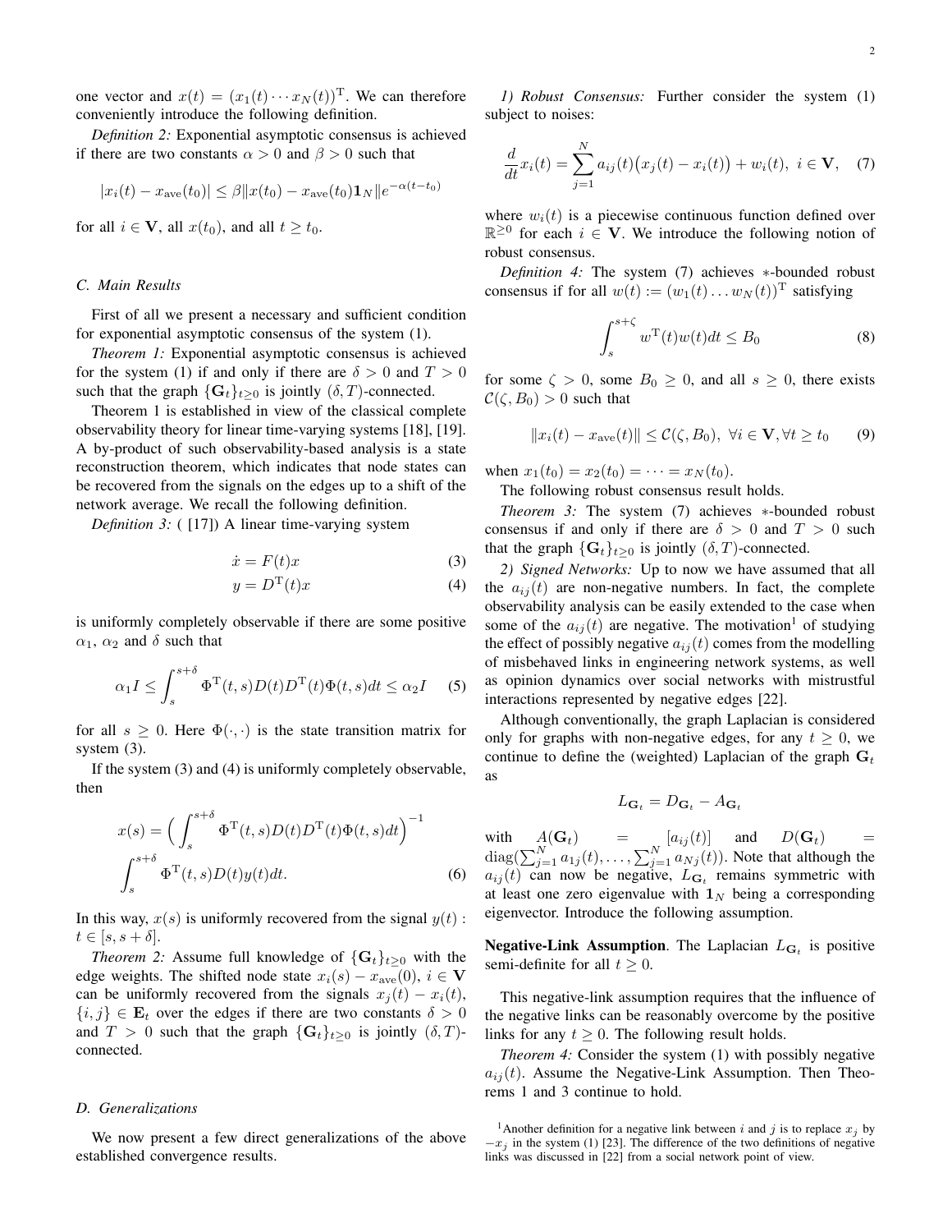one vector and $x(t) = (x_1(t) \cdots x_N(t))^{\mathrm{T}}$. We can therefore conveniently introduce the following definition.

*Definition 2:* Exponential asymptotic consensus is achieved if there are two constants $\alpha > 0$ and $\beta > 0$ such that

$$|x_i(t) - x_{\mathrm{ave}}(t_0)| \leq \beta \| x(t_0) - x_{\mathrm{ave}}(t_0)\mathbf{1}_N \| e^{-\alpha(t-t_0)}$$

for all $i \in \mathbf{V}$, all $x(t_0)$, and all $t \geq t_0$.

### C. Main Results

First of all we present a necessary and sufficient condition for exponential asymptotic consensus of the system (1).

*Theorem 1:* Exponential asymptotic consensus is achieved for the system (1) if and only if there are $\delta > 0$ and $T > 0$ such that the graph $\{\mathbf{G}_t\}_{t\geq 0}$ is jointly $(\delta, T)$-connected.

Theorem 1 is established in view of the classical complete observability theory for linear time-varying systems [18], [19]. A by-product of such observability-based analysis is a state reconstruction theorem, which indicates that node states can be recovered from the signals on the edges up to a shift of the network average. We recall the following definition.

*Definition 3:* ( [17]) A linear time-varying system

$$\dot{x} = F(t)x \tag{3}$$

$$y = D^{\mathrm{T}}(t)x \tag{4}$$

is uniformly completely observable if there are some positive $\alpha_1$, $\alpha_2$ and $\delta$ such that

$$\alpha_1 I \leq \int_s^{s+\delta} \Phi^{\mathrm{T}}(t,s)D(t)D^{\mathrm{T}}(t)\Phi(t,s)dt \leq \alpha_2 I \tag{5}$$

for all $s \geq 0$. Here $\Phi(\cdot,\cdot)$ is the state transition matrix for system (3).

If the system (3) and (4) is uniformly completely observable, then

$$x(s) = \Big( \int_s^{s+\delta} \Phi^{\mathrm{T}}(t,s)D(t)D^{\mathrm{T}}(t)\Phi(t,s)dt \Big)^{-1} \int_s^{s+\delta} \Phi^{\mathrm{T}}(t,s)D(t)y(t)dt. \tag{6}$$

In this way, $x(s)$ is uniformly recovered from the signal $y(t) : t \in [s, s+\delta]$.

*Theorem 2:* Assume full knowledge of $\{\mathbf{G}_t\}_{t\geq 0}$ with the edge weights. The shifted node state $x_i(s) - x_{\mathrm{ave}}(0)$, $i \in \mathbf{V}$ can be uniformly recovered from the signals $x_j(t) - x_i(t)$, $\{i,j\} \in \mathbf{E}_t$ over the edges if there are two constants $\delta > 0$ and $T > 0$ such that the graph $\{\mathbf{G}_t\}_{t\geq 0}$ is jointly $(\delta, T)$-connected.

### D. Generalizations

We now present a few direct generalizations of the above established convergence results.

*1) Robust Consensus:* Further consider the system (1) subject to noises:

$$\frac{d}{dt}x_i(t) = \sum_{j=1}^N a_{ij}(t)\big(x_j(t) - x_i(t)\big) + w_i(t),\ i \in \mathbf{V}, \tag{7}$$

where $w_i(t)$ is a piecewise continuous function defined over $\mathbb{R}^{\geq 0}$ for each $i \in \mathbf{V}$. We introduce the following notion of robust consensus.

*Definition 4:* The system (7) achieves $*$-bounded robust consensus if for all $w(t) := (w_1(t) \dots w_N(t))^{\mathrm{T}}$ satisfying

$$\int_s^{s+\zeta} w^{\mathrm{T}}(t)w(t)dt \leq B_0 \tag{8}$$

for some $\zeta > 0$, some $B_0 \geq 0$, and all $s \geq 0$, there exists $\mathcal{C}(\zeta, B_0) > 0$ such that

$$\|x_i(t) - x_{\mathrm{ave}}(t)\| \leq \mathcal{C}(\zeta, B_0),\ \forall i \in \mathbf{V}, \forall t \geq t_0 \tag{9}$$

when $x_1(t_0) = x_2(t_0) = \cdots = x_N(t_0)$.

The following robust consensus result holds.

*Theorem 3:* The system (7) achieves $*$-bounded robust consensus if and only if there are $\delta > 0$ and $T > 0$ such that the graph $\{\mathbf{G}_t\}_{t\geq 0}$ is jointly $(\delta, T)$-connected.

*2) Signed Networks:* Up to now we have assumed that all the $a_{ij}(t)$ are non-negative numbers. In fact, the complete observability analysis can be easily extended to the case when some of the $a_{ij}(t)$ are negative. The motivation[1] of studying the effect of possibly negative $a_{ij}(t)$ comes from the modelling of misbehaved links in engineering network systems, as well as opinion dynamics over social networks with mistrustful interactions represented by negative edges [22].

Although conventionally, the graph Laplacian is considered only for graphs with non-negative edges, for any $t \geq 0$, we continue to define the (weighted) Laplacian of the graph $\mathbf{G}_t$ as

$$L_{\mathbf{G}_t} = D_{\mathbf{G}_t} - A_{\mathbf{G}_t}$$

with $A(\mathbf{G}_t) = [a_{ij}(t)]$ and $D(\mathbf{G}_t) = \mathrm{diag}(\sum_{j=1}^N a_{1j}(t), \dots, \sum_{j=1}^N a_{Nj}(t))$. Note that although the $a_{ij}(t)$ can now be negative, $L_{\mathbf{G}_t}$ remains symmetric with at least one zero eigenvalue with $\mathbf{1}_N$ being a corresponding eigenvector. Introduce the following assumption.

**Negative-Link Assumption**. The Laplacian $L_{\mathbf{G}_t}$ is positive semi-definite for all $t \geq 0$.

This negative-link assumption requires that the influence of the negative links can be reasonably overcome by the positive links for any $t \geq 0$. The following result holds.

*Theorem 4:* Consider the system (1) with possibly negative $a_{ij}(t)$. Assume the Negative-Link Assumption. Then Theorems 1 and 3 continue to hold.

[1] Another definition for a negative link between $i$ and $j$ is to replace $x_j$ by $-x_j$ in the system (1) [23]. The difference of the two definitions of negative links was discussed in [22] from a social network point of view.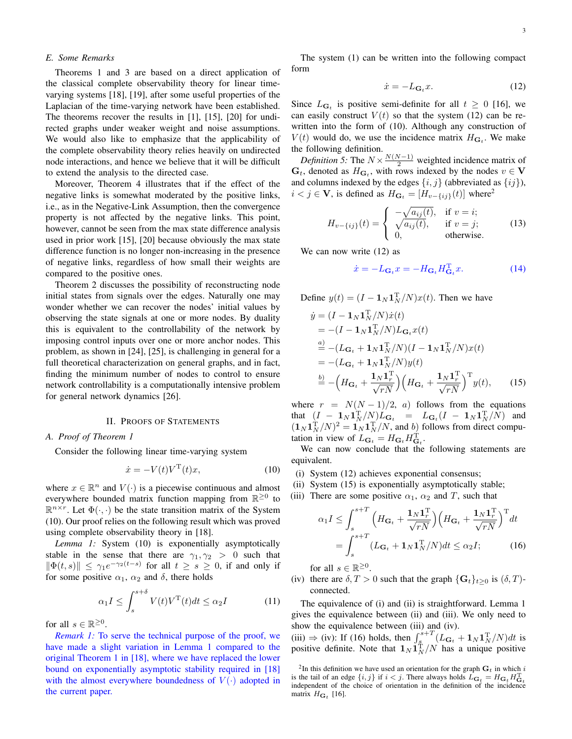### E. Some Remarks

Theorems 1 and 3 are based on a direct application of the classical complete observability theory for linear time-varying systems [18], [19], after some useful properties of the Laplacian of the time-varying network have been established. The theorems recover the results in [1], [15], [20] for undirected graphs under weaker weight and noise assumptions. We would also like to emphasize that the applicability of the complete observability theory relies heavily on undirected node interactions, and hence we believe that it will be difficult to extend the analysis to the directed case.

Moreover, Theorem 4 illustrates that if the effect of the negative links is somewhat moderated by the positive links, i.e., as in the Negative-Link Assumption, then the convergence property is not affected by the negative links. This point, however, cannot be seen from the max state difference analysis used in prior work [15], [20] because obviously the max state difference function is no longer non-increasing in the presence of negative links, regardless of how small their weights are compared to the positive ones.

Theorem 2 discusses the possibility of reconstructing node initial states from signals over the edges. Naturally one may wonder whether we can recover the nodes' initial values by observing the state signals at one or more nodes. By duality this is equivalent to the controllability of the network by imposing control inputs over one or more anchor nodes. This problem, as shown in [24], [25], is challenging in general for a full theoretical characterization on general graphs, and in fact, finding the minimum number of nodes to control to ensure network controllability is a computationally intensive problem for general network dynamics [26].

## II. Proofs of Statements

### A. Proof of Theorem 1

Consider the following linear time-varying system

$$\dot{x} = -V(t)V^{\mathrm{T}}(t)x, \tag{10}$$

where $x \in \mathbb{R}^n$ and $V(\cdot)$ is a piecewise continuous and almost everywhere bounded matrix function mapping from $\mathbb{R}^{\geq 0}$ to $\mathbb{R}^{n\times r}$. Let $\Phi(\cdot,\cdot)$ be the state transition matrix of the System (10). Our proof relies on the following result which was proved using complete observability theory in [18].

*Lemma 1:* System (10) is exponentially asymptotically stable in the sense that there are $\gamma_1, \gamma_2 > 0$ such that $\|\Phi(t,s)\| \leq \gamma_1 e^{-\gamma_2(t-s)}$ for all $t \geq s \geq 0$, if and only if for some positive $\alpha_1$, $\alpha_2$ and $\delta$, there holds

$$\alpha_1 I \leq \int_s^{s+\delta} V(t)V^{\mathrm{T}}(t)dt \leq \alpha_2 I \tag{11}$$

for all $s \in \mathbb{R}^{\geq 0}$.

*Remark 1:* To serve the technical purpose of the proof, we have made a slight variation in Lemma 1 compared to the original Theorem 1 in [18], where we have replaced the lower bound on exponentially asymptotic stability required in [18] with the almost everywhere boundedness of $V(\cdot)$ adopted in the current paper.

The system (1) can be written into the following compact form

$$\dot{x} = -L_{\mathbf{G}_t}x. \tag{12}$$

Since $L_{\mathbf{G}_t}$ is positive semi-definite for all $t \geq 0$ [16], we can easily construct $V(t)$ so that the system (12) can be re-written into the form of (10). Although any construction of $V(t)$ would do, we use the incidence matrix $H_{\mathbf{G}_t}$. We make the following definition.

*Definition 5:* The $N \times \frac{N(N-1)}{2}$ weighted incidence matrix of $\mathbf{G}_t$, denoted as $H_{\mathbf{G}_t}$, with rows indexed by the nodes $v \in \mathbf{V}$ and columns indexed by the edges $\{i,j\}$ (abbreviated as $\{ij\}$), $i < j \in \mathbf{V}$, is defined as $H_{\mathbf{G}_t} = [H_{v-\{ij\}}(t)]$ where[2]

$$H_{v-\{ij\}}(t) = \begin{cases} -\sqrt{a_{ij}(t)}, & \text{if } v = i; \\ \sqrt{a_{ij}(t)}, & \text{if } v = j; \\ 0, & \text{otherwise.} \end{cases} \tag{13}$$

We can now write (12) as

$$\dot{x} = -L_{\mathbf{G}_t}x = -H_{\mathbf{G}_t}H_{\mathbf{G}_t}^{\mathrm{T}}x. \tag{14}$$

Define $y(t) = (I - \mathbf{1}_N\mathbf{1}_N^{\mathrm{T}}/N)x(t)$. Then we have

$$\begin{aligned}
\dot{y} &= (I - \mathbf{1}_N\mathbf{1}_N^{\mathrm{T}}/N)\dot{x}(t) \\
&= -(I - \mathbf{1}_N\mathbf{1}_N^{\mathrm{T}}/N)L_{\mathbf{G}_t}x(t) \\
&\overset{a)}{=} -(L_{\mathbf{G}_t} + \mathbf{1}_N\mathbf{1}_N^{\mathrm{T}}/N)(I - \mathbf{1}_N\mathbf{1}_N^{\mathrm{T}}/N)x(t) \\
&= -(L_{\mathbf{G}_t} + \mathbf{1}_N\mathbf{1}_N^{\mathrm{T}}/N)y(t) \\
&\overset{b)}{=} -\Big(H_{\mathbf{G}_t} + \frac{\mathbf{1}_N\mathbf{1}_r^{\mathrm{T}}}{\sqrt{rN}}\Big)\Big(H_{\mathbf{G}_t} + \frac{\mathbf{1}_N\mathbf{1}_r^{\mathrm{T}}}{\sqrt{rN}}\Big)^{\mathrm{T}}y(t),
\end{aligned} \tag{15}$$

where $r = N(N-1)/2$, $a)$ follows from the equations that $(I - \mathbf{1}_N\mathbf{1}_N^{\mathrm{T}}/N)L_{\mathbf{G}_t} = L_{\mathbf{G}_t}(I - \mathbf{1}_N\mathbf{1}_N^{\mathrm{T}}/N)$ and $(\mathbf{1}_N\mathbf{1}_N^{\mathrm{T}}/N)^2 = \mathbf{1}_N\mathbf{1}_N^{\mathrm{T}}/N$, and $b)$ follows from direct computation in view of $L_{\mathbf{G}_t} = H_{\mathbf{G}_t}H_{\mathbf{G}_t}^{\mathrm{T}}$.

We can now conclude that the following statements are equivalent.

(i) System (12) achieves exponential consensus;

(ii) System (15) is exponentially asymptotically stable;

(iii) There are some positive $\alpha_1$, $\alpha_2$ and $T$, such that

$$\begin{aligned}
\alpha_1 I &\leq \int_s^{s+T}\Big(H_{\mathbf{G}_t} + \frac{\mathbf{1}_N\mathbf{1}_r^{\mathrm{T}}}{\sqrt{rN}}\Big)\Big(H_{\mathbf{G}_t} + \frac{\mathbf{1}_N\mathbf{1}_r^{\mathrm{T}}}{\sqrt{rN}}\Big)^{\mathrm{T}}dt \\
&= \int_s^{s+T}(L_{\mathbf{G}_t} + \mathbf{1}_N\mathbf{1}_N^{\mathrm{T}}/N)dt \leq \alpha_2 I;
\end{aligned} \tag{16}$$

for all $s \in \mathbb{R}^{\geq 0}$.

(iv) there are $\delta, T > 0$ such that the graph $\{\mathbf{G}_t\}_{t\geq 0}$ is $(\delta,T)$-connected.

The equivalence of (i) and (ii) is straightforward. Lemma 1 gives the equivalence between (ii) and (iii). We only need to show the equivalence between (iii) and (iv).

(iii) $\Rightarrow$ (iv): If (16) holds, then $\int_s^{s+T}(L_{\mathbf{G}_t} + \mathbf{1}_N\mathbf{1}_N^{\mathrm{T}}/N)dt$ is positive definite. Note that $\mathbf{1}_N\mathbf{1}_N^{\mathrm{T}}/N$ has a unique positive

[2] In this definition we have used an orientation for the graph $\mathbf{G}_t$ in which $i$ is the tail of an edge $\{i,j\}$ if $i < j$. There always holds $L_{\mathbf{G}_t} = H_{\mathbf{G}_t}H_{\mathbf{G}_t}^{\mathrm{T}}$ independent of the choice of orientation in the definition of the incidence matrix $H_{\mathbf{G}_t}$ [16].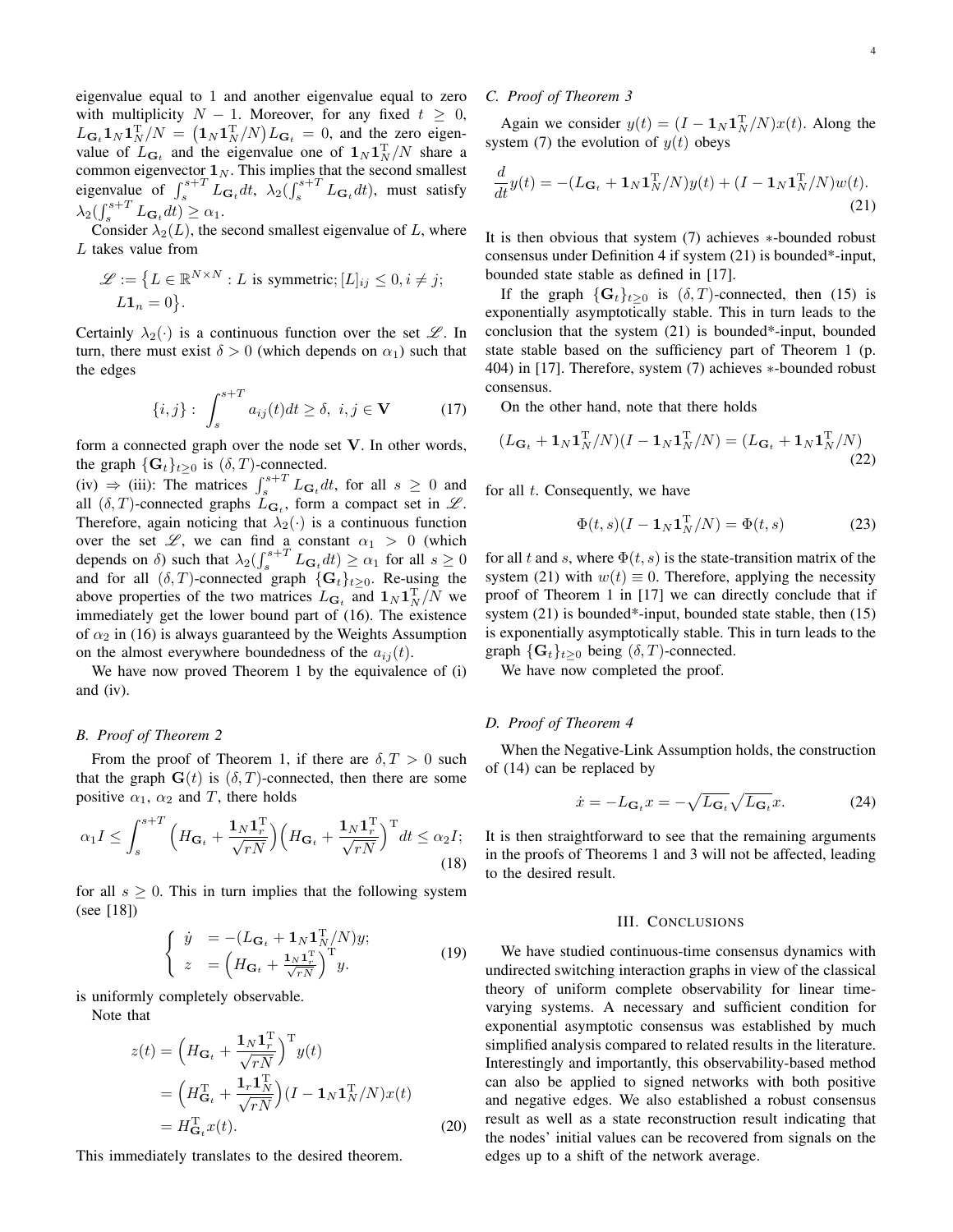eigenvalue equal to 1 and another eigenvalue equal to zero with multiplicity $N-1$. Moreover, for any fixed $t \geq 0$, $L_{\mathbf{G}_t}\mathbf{1}_N\mathbf{1}_N^{\mathrm{T}}/N = \big(\mathbf{1}_N\mathbf{1}_N^{\mathrm{T}}/N\big)L_{\mathbf{G}_t} = 0$, and the zero eigenvalue of $L_{\mathbf{G}_t}$ and the eigenvalue one of $\mathbf{1}_N\mathbf{1}_N^{\mathrm{T}}/N$ share a common eigenvector $\mathbf{1}_N$. This implies that the second smallest eigenvalue of $\int_s^{s+T} L_{\mathbf{G}_t}dt$, $\lambda_2(\int_s^{s+T} L_{\mathbf{G}_t}dt)$, must satisfy $\lambda_2(\int_s^{s+T} L_{\mathbf{G}_t}dt) \geq \alpha_1$.

Consider $\lambda_2(L)$, the second smallest eigenvalue of $L$, where $L$ takes value from

$$
\mathscr{L} := \big\{L \in \mathbb{R}^{N\times N} : L \text{ is symmetric}; [L]_{ij} \leq 0, i \neq j; L\mathbf{1}_n = 0\big\}.
$$

Certainly $\lambda_2(\cdot)$ is a continuous function over the set $\mathscr{L}$. In turn, there must exist $\delta > 0$ (which depends on $\alpha_1$) such that the edges

$$
\{i,j\} : \int_s^{s+T} a_{ij}(t)dt \geq \delta, \ i,j \in \mathbf{V} \tag{17}
$$

form a connected graph over the node set $\mathbf{V}$. In other words, the graph $\{\mathbf{G}_t\}_{t\geq 0}$ is $(\delta, T)$-connected.

(iv) $\Rightarrow$ (iii): The matrices $\int_s^{s+T} L_{\mathbf{G}_t}dt$, for all $s \geq 0$ and all $(\delta, T)$-connected graphs $L_{\mathbf{G}_t}$, form a compact set in $\mathscr{L}$. Therefore, again noticing that $\lambda_2(\cdot)$ is a continuous function over the set $\mathscr{L}$, we can find a constant $\alpha_1 > 0$ (which depends on $\delta$) such that $\lambda_2(\int_s^{s+T} L_{\mathbf{G}_t}dt) \geq \alpha_1$ for all $s \geq 0$ and for all $(\delta, T)$-connected graph $\{\mathbf{G}_t\}_{t\geq 0}$. Re-using the above properties of the two matrices $L_{\mathbf{G}_t}$ and $\mathbf{1}_N\mathbf{1}_N^{\mathrm{T}}/N$ we immediately get the lower bound part of (16). The existence of $\alpha_2$ in (16) is always guaranteed by the Weights Assumption on the almost everywhere boundedness of the $a_{ij}(t)$.

We have now proved Theorem 1 by the equivalence of (i) and (iv).

### B. Proof of Theorem 2

From the proof of Theorem 1, if there are $\delta, T > 0$ such that the graph $\mathbf{G}(t)$ is $(\delta, T)$-connected, then there are some positive $\alpha_1$, $\alpha_2$ and $T$, there holds

$$
\alpha_1 I \leq \int_s^{s+T} \Big(H_{\mathbf{G}_t} + \frac{\mathbf{1}_N\mathbf{1}_r^{\mathrm{T}}}{\sqrt{rN}}\Big)\Big(H_{\mathbf{G}_t} + \frac{\mathbf{1}_N\mathbf{1}_r^{\mathrm{T}}}{\sqrt{rN}}\Big)^{\mathrm{T}} dt \leq \alpha_2 I; \tag{18}
$$

for all $s \geq 0$. This in turn implies that the following system (see [18])

$$
\begin{cases} \dot{y} &= -(L_{\mathbf{G}_t} + \mathbf{1}_N\mathbf{1}_N^{\mathrm{T}}/N)y; \\ z &= \Big(H_{\mathbf{G}_t} + \frac{\mathbf{1}_N\mathbf{1}_r^{\mathrm{T}}}{\sqrt{rN}}\Big)^{\mathrm{T}} y. \end{cases} \tag{19}
$$

is uniformly completely observable.

Note that

$$
\begin{aligned}
z(t) &= \Big(H_{\mathbf{G}_t} + \frac{\mathbf{1}_N\mathbf{1}_r^{\mathrm{T}}}{\sqrt{rN}}\Big)^{\mathrm{T}} y(t) \\
&= \Big(H_{\mathbf{G}_t}^{\mathrm{T}} + \frac{\mathbf{1}_r\mathbf{1}_N^{\mathrm{T}}}{\sqrt{rN}}\Big)(I - \mathbf{1}_N\mathbf{1}_N^{\mathrm{T}}/N)x(t) \\
&= H_{\mathbf{G}_t}^{\mathrm{T}} x(t).
\end{aligned} \tag{20}
$$

This immediately translates to the desired theorem.

### C. Proof of Theorem 3

Again we consider $y(t) = (I - \mathbf{1}_N\mathbf{1}_N^{\mathrm{T}}/N)x(t)$. Along the system (7) the evolution of $y(t)$ obeys

$$
\frac{d}{dt}y(t) = -(L_{\mathbf{G}_t} + \mathbf{1}_N\mathbf{1}_N^{\mathrm{T}}/N)y(t) + (I - \mathbf{1}_N\mathbf{1}_N^{\mathrm{T}}/N)w(t). \tag{21}
$$

It is then obvious that system (7) achieves $*$-bounded robust consensus under Definition 4 if system (21) is bounded*-input, bounded state stable as defined in [17].

If the graph $\{\mathbf{G}_t\}_{t\geq 0}$ is $(\delta, T)$-connected, then (15) is exponentially asymptotically stable. This in turn leads to the conclusion that the system (21) is bounded*-input, bounded state stable based on the sufficiency part of Theorem 1 (p. 404) in [17]. Therefore, system (7) achieves $*$-bounded robust consensus.

On the other hand, note that there holds

$$
(L_{\mathbf{G}_t} + \mathbf{1}_N\mathbf{1}_N^{\mathrm{T}}/N)(I - \mathbf{1}_N\mathbf{1}_N^{\mathrm{T}}/N) = (L_{\mathbf{G}_t} + \mathbf{1}_N\mathbf{1}_N^{\mathrm{T}}/N) \tag{22}
$$

for all $t$. Consequently, we have

$$
\Phi(t,s)(I - \mathbf{1}_N\mathbf{1}_N^{\mathrm{T}}/N) = \Phi(t,s) \tag{23}
$$

for all $t$ and $s$, where $\Phi(t,s)$ is the state-transition matrix of the system (21) with $w(t) \equiv 0$. Therefore, applying the necessity proof of Theorem 1 in [17] we can directly conclude that if system (21) is bounded*-input, bounded state stable, then (15) is exponentially asymptotically stable. This in turn leads to the graph $\{\mathbf{G}_t\}_{t\geq 0}$ being $(\delta, T)$-connected.

We have now completed the proof.

### D. Proof of Theorem 4

When the Negative-Link Assumption holds, the construction of (14) can be replaced by

$$
\dot{x} = -L_{\mathbf{G}_t}x = -\sqrt{L_{\mathbf{G}_t}}\sqrt{L_{\mathbf{G}_t}}x. \tag{24}
$$

It is then straightforward to see that the remaining arguments in the proofs of Theorems 1 and 3 will not be affected, leading to the desired result.

## III. Conclusions

We have studied continuous-time consensus dynamics with undirected switching interaction graphs in view of the classical theory of uniform complete observability for linear time-varying systems. A necessary and sufficient condition for exponential asymptotic consensus was established by much simplified analysis compared to related results in the literature. Interestingly and importantly, this observability-based method can also be applied to signed networks with both positive and negative edges. We also established a robust consensus result as well as a state reconstruction result indicating that the nodes' initial values can be recovered from signals on the edges up to a shift of the network average.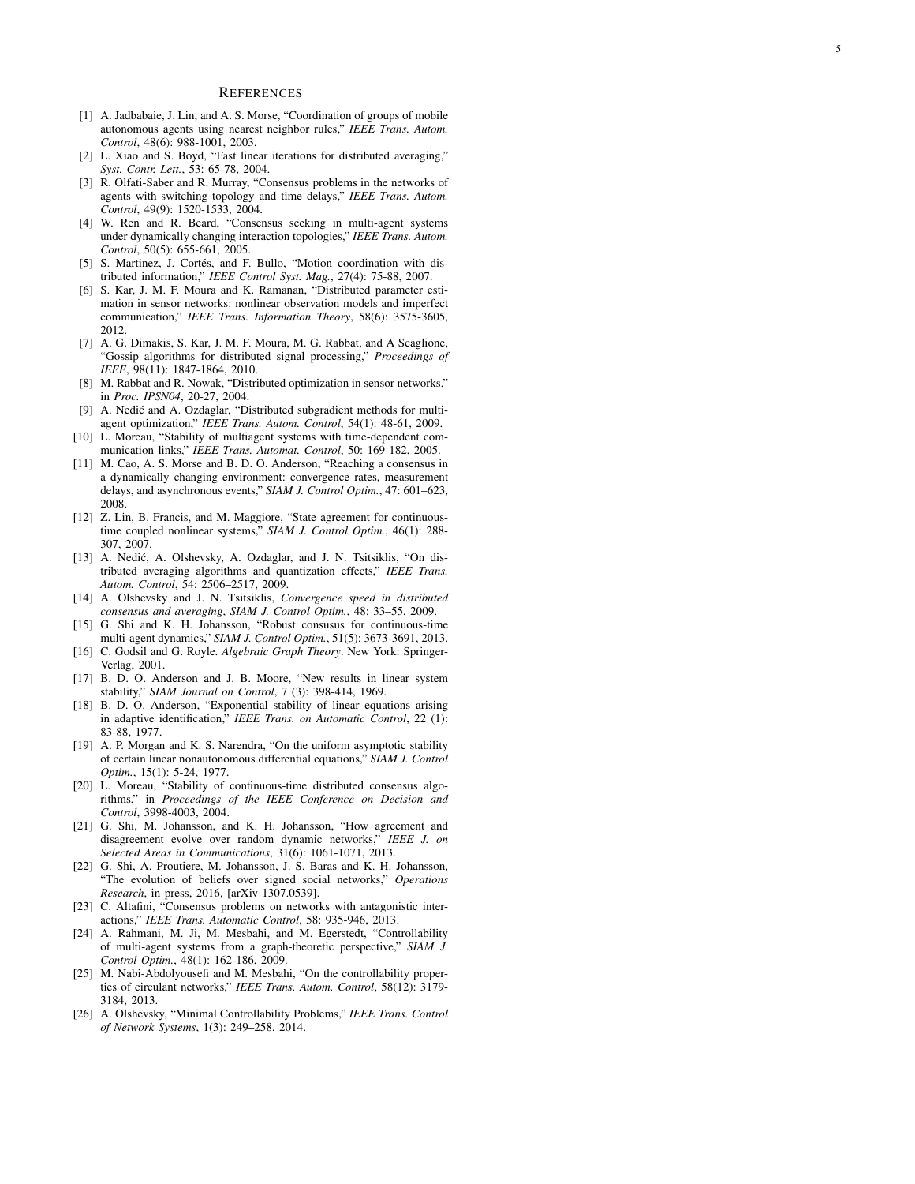# References

[1] A. Jadbabaie, J. Lin, and A. S. Morse, "Coordination of groups of mobile autonomous agents using nearest neighbor rules," *IEEE Trans. Autom. Control*, 48(6): 988-1001, 2003.

[2] L. Xiao and S. Boyd, "Fast linear iterations for distributed averaging," *Syst. Contr. Lett.*, 53: 65-78, 2004.

[3] R. Olfati-Saber and R. Murray, "Consensus problems in the networks of agents with switching topology and time delays," *IEEE Trans. Autom. Control*, 49(9): 1520-1533, 2004.

[4] W. Ren and R. Beard, "Consensus seeking in multi-agent systems under dynamically changing interaction topologies," *IEEE Trans. Autom. Control*, 50(5): 655-661, 2005.

[5] S. Martinez, J. Cortés, and F. Bullo, "Motion coordination with distributed information," *IEEE Control Syst. Mag.*, 27(4): 75-88, 2007.

[6] S. Kar, J. M. F. Moura and K. Ramanan, "Distributed parameter estimation in sensor networks: nonlinear observation models and imperfect communication," *IEEE Trans. Information Theory*, 58(6): 3575-3605, 2012.

[7] A. G. Dimakis, S. Kar, J. M. F. Moura, M. G. Rabbat, and A Scaglione, "Gossip algorithms for distributed signal processing," *Proceedings of IEEE*, 98(11): 1847-1864, 2010.

[8] M. Rabbat and R. Nowak, "Distributed optimization in sensor networks," in *Proc. IPSN04*, 20-27, 2004.

[9] A. Nedić and A. Ozdaglar, "Distributed subgradient methods for multi-agent optimization," *IEEE Trans. Autom. Control*, 54(1): 48-61, 2009.

[10] L. Moreau, "Stability of multiagent systems with time-dependent communication links," *IEEE Trans. Automat. Control*, 50: 169-182, 2005.

[11] M. Cao, A. S. Morse and B. D. O. Anderson, "Reaching a consensus in a dynamically changing environment: convergence rates, measurement delays, and asynchronous events," *SIAM J. Control Optim.*, 47: 601–623, 2008.

[12] Z. Lin, B. Francis, and M. Maggiore, "State agreement for continuous-time coupled nonlinear systems," *SIAM J. Control Optim.*, 46(1): 288-307, 2007.

[13] A. Nedić, A. Olshevsky, A. Ozdaglar, and J. N. Tsitsiklis, "On distributed averaging algorithms and quantization effects," *IEEE Trans. Autom. Control*, 54: 2506–2517, 2009.

[14] A. Olshevsky and J. N. Tsitsiklis, *Convergence speed in distributed consensus and averaging*, *SIAM J. Control Optim.*, 48: 33–55, 2009.

[15] G. Shi and K. H. Johansson, "Robust consusus for continuous-time multi-agent dynamics," *SIAM J. Control Optim.*, 51(5): 3673-3691, 2013.

[16] C. Godsil and G. Royle. *Algebraic Graph Theory*. New York: Springer-Verlag, 2001.

[17] B. D. O. Anderson and J. B. Moore, "New results in linear system stability," *SIAM Journal on Control*, 7 (3): 398-414, 1969.

[18] B. D. O. Anderson, "Exponential stability of linear equations arising in adaptive identification," *IEEE Trans. on Automatic Control*, 22 (1): 83-88, 1977.

[19] A. P. Morgan and K. S. Narendra, "On the uniform asymptotic stability of certain linear nonautonomous differential equations," *SIAM J. Control Optim.*, 15(1): 5-24, 1977.

[20] L. Moreau, "Stability of continuous-time distributed consensus algorithms," in *Proceedings of the IEEE Conference on Decision and Control*, 3998-4003, 2004.

[21] G. Shi, M. Johansson, and K. H. Johansson, "How agreement and disagreement evolve over random dynamic networks," *IEEE J. on Selected Areas in Communications*, 31(6): 1061-1071, 2013.

[22] G. Shi, A. Proutiere, M. Johansson, J. S. Baras and K. H. Johansson, "The evolution of beliefs over signed social networks," *Operations Research*, in press, 2016, [arXiv 1307.0539].

[23] C. Altafini, "Consensus problems on networks with antagonistic interactions," *IEEE Trans. Automatic Control*, 58: 935-946, 2013.

[24] A. Rahmani, M. Ji, M. Mesbahi, and M. Egerstedt, "Controllability of multi-agent systems from a graph-theoretic perspective," *SIAM J. Control Optim.*, 48(1): 162-186, 2009.

[25] M. Nabi-Abdolyousefi and M. Mesbahi, "On the controllability properties of circulant networks," *IEEE Trans. Autom. Control*, 58(12): 3179-3184, 2013.

[26] A. Olshevsky, "Minimal Controllability Problems," *IEEE Trans. Control of Network Systems*, 1(3): 249–258, 2014.